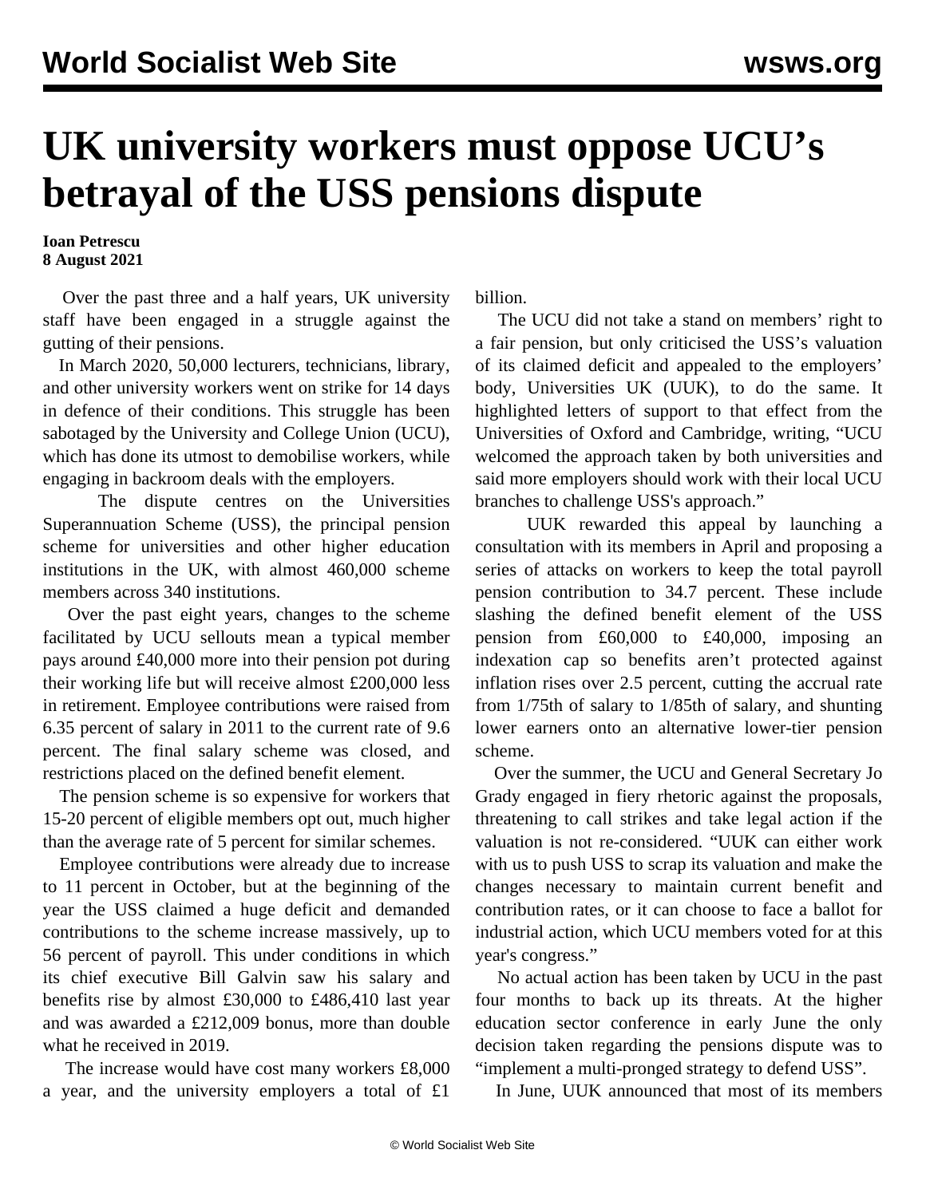# UK university workers must oppose UCU's betrayal of the USS pensions dispute

**Ioan Petrescu**
**8 August 2021**

Over the past three and a half years, UK university staff have been engaged in a struggle against the gutting of their pensions.

In March 2020, 50,000 lecturers, technicians, library, and other university workers went on strike for 14 days in defence of their conditions. This struggle has been sabotaged by the University and College Union (UCU), which has done its utmost to demobilise workers, while engaging in backroom deals with the employers.

The dispute centres on the Universities Superannuation Scheme (USS), the principal pension scheme for universities and other higher education institutions in the UK, with almost 460,000 scheme members across 340 institutions.

Over the past eight years, changes to the scheme facilitated by UCU sellouts mean a typical member pays around £40,000 more into their pension pot during their working life but will receive almost £200,000 less in retirement. Employee contributions were raised from 6.35 percent of salary in 2011 to the current rate of 9.6 percent. The final salary scheme was closed, and restrictions placed on the defined benefit element.

The pension scheme is so expensive for workers that 15-20 percent of eligible members opt out, much higher than the average rate of 5 percent for similar schemes.

Employee contributions were already due to increase to 11 percent in October, but at the beginning of the year the USS claimed a huge deficit and demanded contributions to the scheme increase massively, up to 56 percent of payroll. This under conditions in which its chief executive Bill Galvin saw his salary and benefits rise by almost £30,000 to £486,410 last year and was awarded a £212,009 bonus, more than double what he received in 2019.

The increase would have cost many workers £8,000 a year, and the university employers a total of £1 billion.

The UCU did not take a stand on members' right to a fair pension, but only criticised the USS's valuation of its claimed deficit and appealed to the employers' body, Universities UK (UUK), to do the same. It highlighted letters of support to that effect from the Universities of Oxford and Cambridge, writing, "UCU welcomed the approach taken by both universities and said more employers should work with their local UCU branches to challenge USS's approach."

UUK rewarded this appeal by launching a consultation with its members in April and proposing a series of attacks on workers to keep the total payroll pension contribution to 34.7 percent. These include slashing the defined benefit element of the USS pension from £60,000 to £40,000, imposing an indexation cap so benefits aren't protected against inflation rises over 2.5 percent, cutting the accrual rate from 1/75th of salary to 1/85th of salary, and shunting lower earners onto an alternative lower-tier pension scheme.

Over the summer, the UCU and General Secretary Jo Grady engaged in fiery rhetoric against the proposals, threatening to call strikes and take legal action if the valuation is not re-considered. "UUK can either work with us to push USS to scrap its valuation and make the changes necessary to maintain current benefit and contribution rates, or it can choose to face a ballot for industrial action, which UCU members voted for at this year's congress."

No actual action has been taken by UCU in the past four months to back up its threats. At the higher education sector conference in early June the only decision taken regarding the pensions dispute was to "implement a multi-pronged strategy to defend USS".

In June, UUK announced that most of its members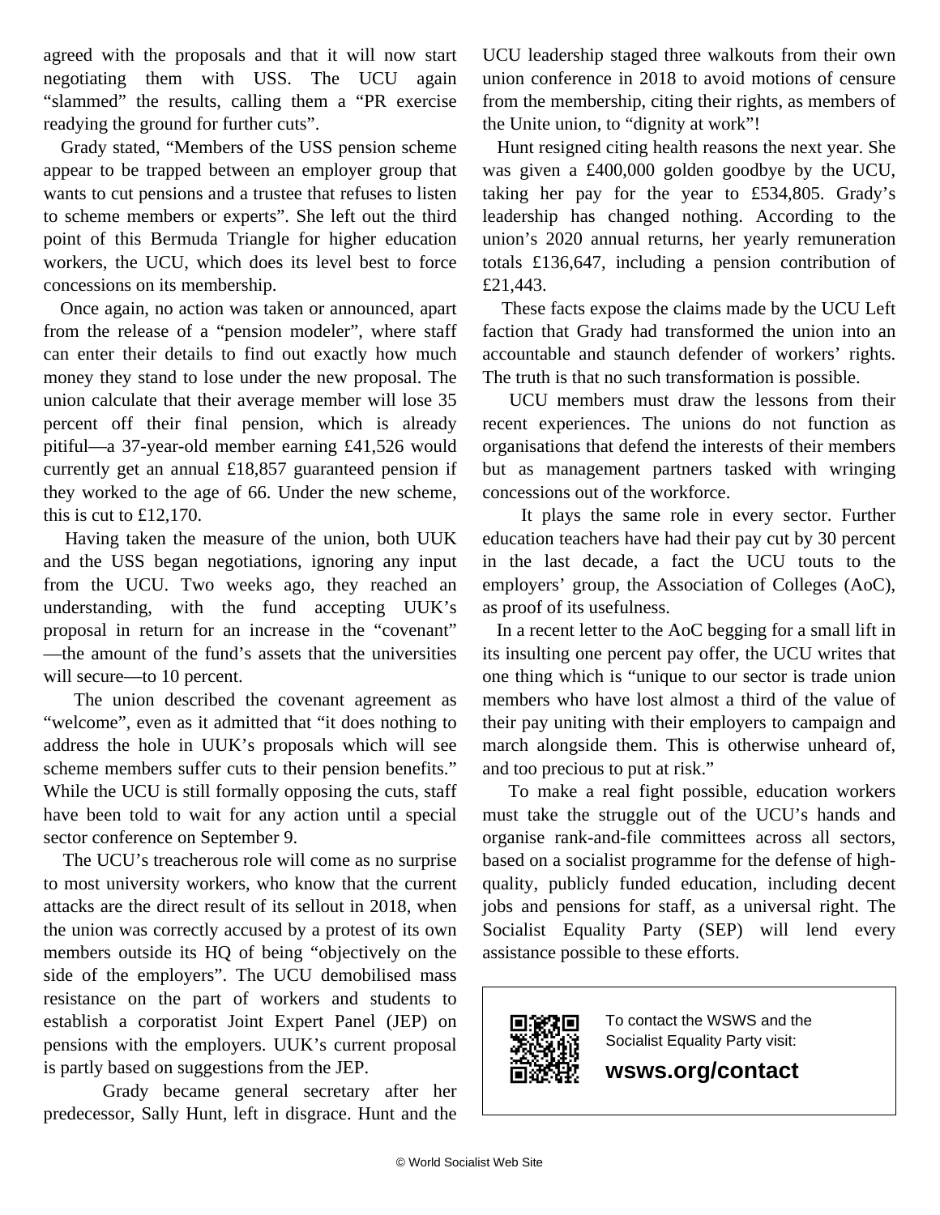agreed with the proposals and that it will now start negotiating them with USS. The UCU again "slammed" the results, calling them a "PR exercise readying the ground for further cuts".

Grady stated, "Members of the USS pension scheme appear to be trapped between an employer group that wants to cut pensions and a trustee that refuses to listen to scheme members or experts". She left out the third point of this Bermuda Triangle for higher education workers, the UCU, which does its level best to force concessions on its membership.

Once again, no action was taken or announced, apart from the release of a "pension modeler", where staff can enter their details to find out exactly how much money they stand to lose under the new proposal. The union calculate that their average member will lose 35 percent off their final pension, which is already pitiful—a 37-year-old member earning £41,526 would currently get an annual £18,857 guaranteed pension if they worked to the age of 66. Under the new scheme, this is cut to £12,170.

Having taken the measure of the union, both UUK and the USS began negotiations, ignoring any input from the UCU. Two weeks ago, they reached an understanding, with the fund accepting UUK's proposal in return for an increase in the "covenant"—the amount of the fund's assets that the universities will secure—to 10 percent.

The union described the covenant agreement as "welcome", even as it admitted that "it does nothing to address the hole in UUK's proposals which will see scheme members suffer cuts to their pension benefits." While the UCU is still formally opposing the cuts, staff have been told to wait for any action until a special sector conference on September 9.

The UCU's treacherous role will come as no surprise to most university workers, who know that the current attacks are the direct result of its sellout in 2018, when the union was correctly accused by a protest of its own members outside its HQ of being "objectively on the side of the employers". The UCU demobilised mass resistance on the part of workers and students to establish a corporatist Joint Expert Panel (JEP) on pensions with the employers. UUK's current proposal is partly based on suggestions from the JEP.

Grady became general secretary after her predecessor, Sally Hunt, left in disgrace. Hunt and the UCU leadership staged three walkouts from their own union conference in 2018 to avoid motions of censure from the membership, citing their rights, as members of the Unite union, to "dignity at work"!

Hunt resigned citing health reasons the next year. She was given a £400,000 golden goodbye by the UCU, taking her pay for the year to £534,805. Grady's leadership has changed nothing. According to the union's 2020 annual returns, her yearly remuneration totals £136,647, including a pension contribution of £21,443.

These facts expose the claims made by the UCU Left faction that Grady had transformed the union into an accountable and staunch defender of workers' rights. The truth is that no such transformation is possible.

UCU members must draw the lessons from their recent experiences. The unions do not function as organisations that defend the interests of their members but as management partners tasked with wringing concessions out of the workforce.

It plays the same role in every sector. Further education teachers have had their pay cut by 30 percent in the last decade, a fact the UCU touts to the employers' group, the Association of Colleges (AoC), as proof of its usefulness.

In a recent letter to the AoC begging for a small lift in its insulting one percent pay offer, the UCU writes that one thing which is "unique to our sector is trade union members who have lost almost a third of the value of their pay uniting with their employers to campaign and march alongside them. This is otherwise unheard of, and too precious to put at risk."

To make a real fight possible, education workers must take the struggle out of the UCU's hands and organise rank-and-file committees across all sectors, based on a socialist programme for the defense of high-quality, publicly funded education, including decent jobs and pensions for staff, as a universal right. The Socialist Equality Party (SEP) will lend every assistance possible to these efforts.

To contact the WSWS and the Socialist Equality Party visit:

**wsws.org/contact**

© World Socialist Web Site